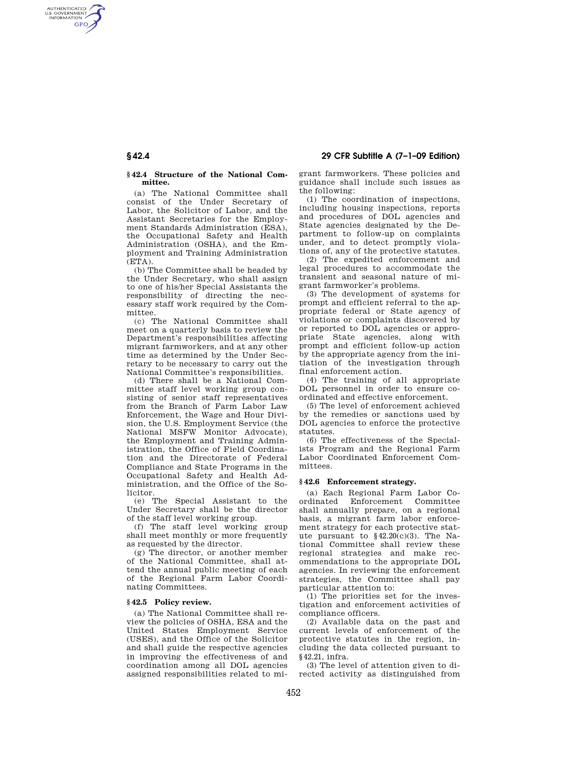### § 42.4 Structure of the National Committee.

(a) The National Committee shall consist of the Under Secretary of Labor, the Solicitor of Labor, and the Assistant Secretaries for the Employment Standards Administration (ESA), the Occupational Safety and Health Administration (OSHA), and the Employment and Training Administration (ETA).

(b) The Committee shall be headed by the Under Secretary, who shall assign to one of his/her Special Assistants the responsibility of directing the necessary staff work required by the Committee.

(c) The National Committee shall meet on a quarterly basis to review the Department's responsibilities affecting migrant farmworkers, and at any other time as determined by the Under Secretary to be necessary to carry out the National Committee's responsibilities.

(d) There shall be a National Committee staff level working group consisting of senior staff representatives from the Branch of Farm Labor Law Enforcement, the Wage and Hour Division, the U.S. Employment Service (the National MSFW Monitor Advocate), the Employment and Training Administration, the Office of Field Coordination and the Directorate of Federal Compliance and State Programs in the Occupational Safety and Health Administration, and the Office of the Solicitor.

(e) The Special Assistant to the Under Secretary shall be the director of the staff level working group.

(f) The staff level working group shall meet monthly or more frequently as requested by the director.

(g) The director, or another member of the National Committee, shall attend the annual public meeting of each of the Regional Farm Labor Coordinating Committees.

### § 42.5 Policy review.

(a) The National Committee shall review the policies of OSHA, ESA and the United States Employment Service (USES), and the Office of the Solicitor and shall guide the respective agencies in improving the effectiveness of and coordination among all DOL agencies assigned responsibilities related to migrant farmworkers. These policies and guidance shall include such issues as the following:

(1) The coordination of inspections, including housing inspections, reports and procedures of DOL agencies and State agencies designated by the Department to follow-up on complaints under, and to detect promptly violations of, any of the protective statutes.

(2) The expedited enforcement and legal procedures to accommodate the transient and seasonal nature of migrant farmworker's problems.

(3) The development of systems for prompt and efficient referral to the appropriate federal or State agency of violations or complaints discovered by or reported to DOL agencies or appropriate State agencies, along with prompt and efficient follow-up action by the appropriate agency from the initiation of the investigation through final enforcement action.

(4) The training of all appropriate DOL personnel in order to ensure coordinated and effective enforcement.

(5) The level of enforcement achieved by the remedies or sanctions used by DOL agencies to enforce the protective statutes.

(6) The effectiveness of the Specialists Program and the Regional Farm Labor Coordinated Enforcement Committees.

### § 42.6 Enforcement strategy.

(a) Each Regional Farm Labor Coordinated Enforcement Committee shall annually prepare, on a regional basis, a migrant farm labor enforcement strategy for each protective statute pursuant to §42.20(c)(3). The National Committee shall review these regional strategies and make recommendations to the appropriate DOL agencies. In reviewing the enforcement strategies, the Committee shall pay particular attention to:

(1) The priorities set for the investigation and enforcement activities of compliance officers.

(2) Available data on the past and current levels of enforcement of the protective statutes in the region, including the data collected pursuant to §42.21, infra.

(3) The level of attention given to directed activity as distinguished from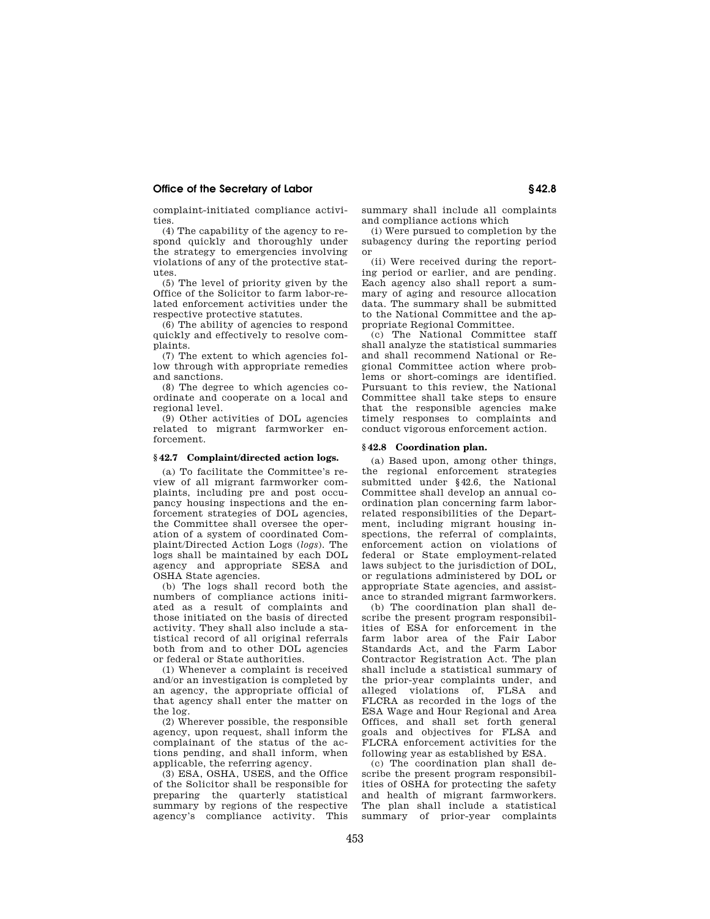complaint-initiated compliance activities.

(4) The capability of the agency to respond quickly and thoroughly under the strategy to emergencies involving violations of any of the protective statutes.

(5) The level of priority given by the Office of the Solicitor to farm labor-related enforcement activities under the respective protective statutes.

(6) The ability of agencies to respond quickly and effectively to resolve complaints.

(7) The extent to which agencies follow through with appropriate remedies and sanctions.

(8) The degree to which agencies coordinate and cooperate on a local and regional level.

(9) Other activities of DOL agencies related to migrant farmworker enforcement.

### § 42.7 Complaint/directed action logs.

(a) To facilitate the Committee's review of all migrant farmworker complaints, including pre and post occupancy housing inspections and the enforcement strategies of DOL agencies, the Committee shall oversee the operation of a system of coordinated Complaint/Directed Action Logs (*logs*). The logs shall be maintained by each DOL agency and appropriate SESA and OSHA State agencies.

(b) The logs shall record both the numbers of compliance actions initiated as a result of complaints and those initiated on the basis of directed activity. They shall also include a statistical record of all original referrals both from and to other DOL agencies or federal or State authorities.

(1) Whenever a complaint is received and/or an investigation is completed by an agency, the appropriate official of that agency shall enter the matter on the log.

(2) Wherever possible, the responsible agency, upon request, shall inform the complainant of the status of the actions pending, and shall inform, when applicable, the referring agency.

(3) ESA, OSHA, USES, and the Office of the Solicitor shall be responsible for preparing the quarterly statistical summary by regions of the respective agency's compliance activity. This summary shall include all complaints and compliance actions which

(i) Were pursued to completion by the subagency during the reporting period or

(ii) Were received during the reporting period or earlier, and are pending. Each agency also shall report a summary of aging and resource allocation data. The summary shall be submitted to the National Committee and the appropriate Regional Committee.

(c) The National Committee staff shall analyze the statistical summaries and shall recommend National or Regional Committee action where problems or short-comings are identified. Pursuant to this review, the National Committee shall take steps to ensure that the responsible agencies make timely responses to complaints and conduct vigorous enforcement action.

### § 42.8 Coordination plan.

(a) Based upon, among other things, the regional enforcement strategies submitted under § 42.6, the National Committee shall develop an annual coordination plan concerning farm labor-related responsibilities of the Department, including migrant housing inspections, the referral of complaints, enforcement action on violations of federal or State employment-related laws subject to the jurisdiction of DOL, or regulations administered by DOL or appropriate State agencies, and assistance to stranded migrant farmworkers.

(b) The coordination plan shall describe the present program responsibilities of ESA for enforcement in the farm labor area of the Fair Labor Standards Act, and the Farm Labor Contractor Registration Act. The plan shall include a statistical summary of the prior-year complaints under, and alleged violations of, FLSA and FLCRA as recorded in the logs of the ESA Wage and Hour Regional and Area Offices, and shall set forth general goals and objectives for FLSA and FLCRA enforcement activities for the following year as established by ESA.

(c) The coordination plan shall describe the present program responsibilities of OSHA for protecting the safety and health of migrant farmworkers. The plan shall include a statistical summary of prior-year complaints